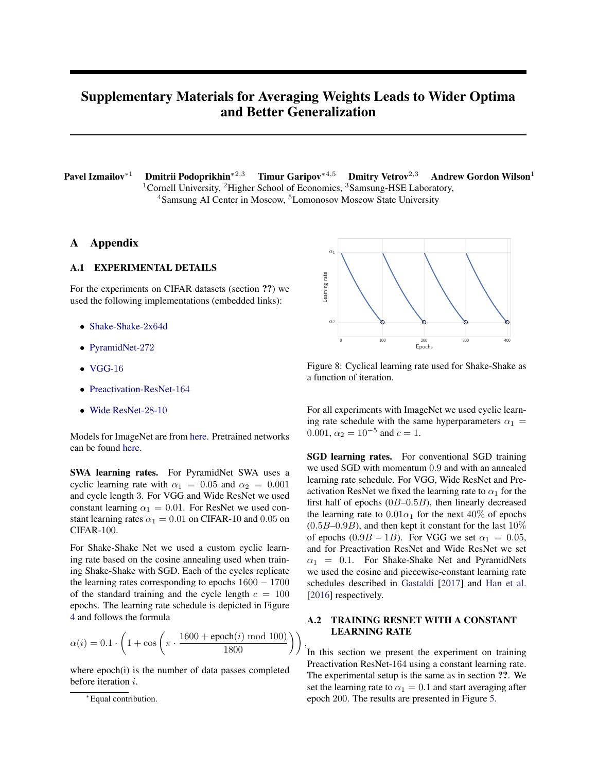# Supplementary Materials for Averaging Weights Leads to Wider Optima and Better Generalization

**Pavel Izmailov**[*1] **Dmitrii Podoprikhin**[*2,3] **Timur Garipov**[*4,5] **Dmitry Vetrov**[2,3] **Andrew Gordon Wilson**[1]

[1]Cornell University, [2]Higher School of Economics, [3]Samsung-HSE Laboratory,
[4]Samsung AI Center in Moscow, [5]Lomonosov Moscow State University

## A Appendix

### A.1 EXPERIMENTAL DETAILS

For the experiments on CIFAR datasets (section ??) we used the following implementations (embedded links):

- Shake-Shake-2x64d
- PyramidNet-272
- VGG-16
- Preactivation-ResNet-164
- Wide ResNet-28-10

Models for ImageNet are from here. Pretrained networks can be found here.

**SWA learning rates.** For PyramidNet SWA uses a cyclic learning rate with $\alpha_1 = 0.05$ and $\alpha_2 = 0.001$ and cycle length 3. For VGG and Wide ResNet we used constant learning $\alpha_1 = 0.01$. For ResNet we used constant learning rates $\alpha_1 = 0.01$ on CIFAR-10 and 0.05 on CIFAR-100.

For Shake-Shake Net we used a custom cyclic learning rate based on the cosine annealing used when training Shake-Shake with SGD. Each of the cycles replicate the learning rates corresponding to epochs $1600 - 1700$ of the standard training and the cycle length $c = 100$ epochs. The learning rate schedule is depicted in Figure 4 and follows the formula

$$\alpha(i) = 0.1 \cdot \left(1 + \cos\left(\pi \cdot \frac{1600 + \text{epoch}(i) \bmod 100)}{1800}\right)\right),$$

where epoch(i) is the number of data passes completed before iteration $i$.

Figure 8: Cyclical learning rate used for Shake-Shake as a function of iteration.

For all experiments with ImageNet we used cyclic learning rate schedule with the same hyperparameters $\alpha_1 = 0.001$, $\alpha_2 = 10^{-5}$ and $c = 1$.

**SGD learning rates.** For conventional SGD training we used SGD with momentum 0.9 and with an annealed learning rate schedule. For VGG, Wide ResNet and Preactivation ResNet we fixed the learning rate to $\alpha_1$ for the first half of epochs ($0B$–$0.5B$), then linearly decreased the learning rate to $0.01\alpha_1$ for the next 40% of epochs ($0.5B$–$0.9B$), and then kept it constant for the last 10% of epochs ($0.9B$ – $1B$). For VGG we set $\alpha_1 = 0.05$, and for Preactivation ResNet and Wide ResNet we set $\alpha_1 = 0.1$. For Shake-Shake Net and PyramidNets we used the cosine and piecewise-constant learning rate schedules described in Gastaldi [2017] and Han et al. [2016] respectively.

### A.2 TRAINING RESNET WITH A CONSTANT LEARNING RATE

In this section we present the experiment on training Preactivation ResNet-164 using a constant learning rate. The experimental setup is the same as in section ??. We set the learning rate to $\alpha_1 = 0.1$ and start averaging after epoch 200. The results are presented in Figure 5.

*Equal contribution.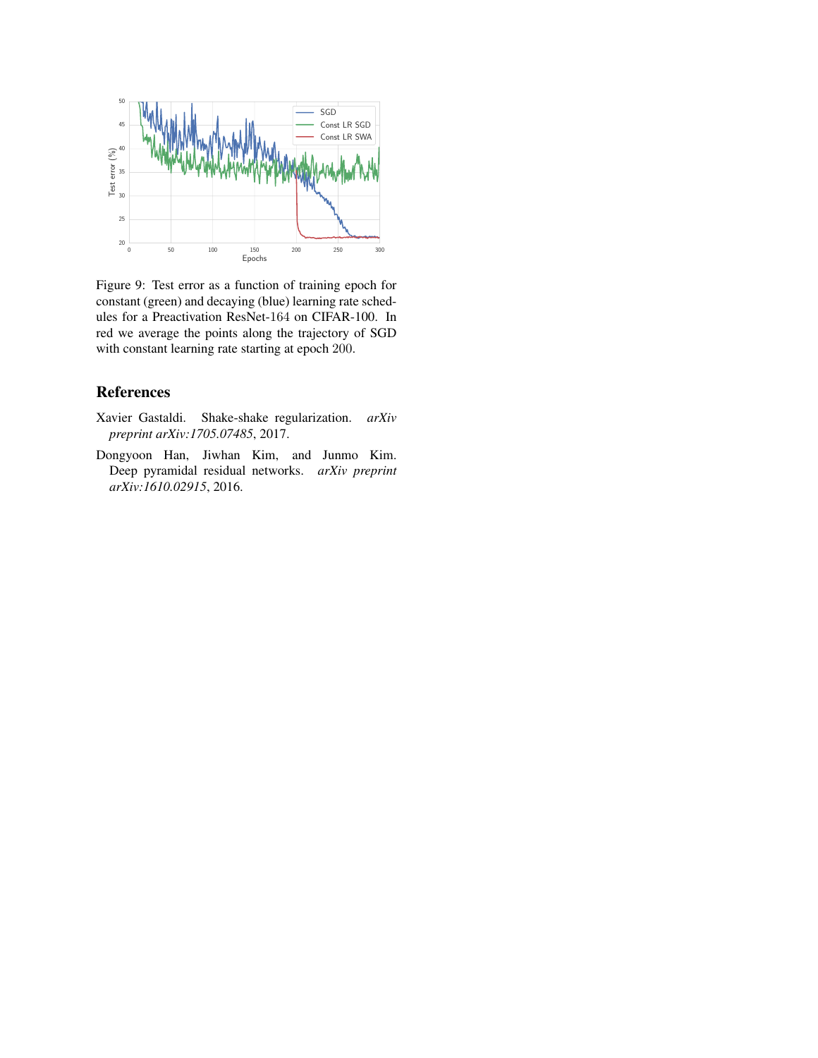50
45
40
35
30
25
20

Test error (%)

0 50 100 150 200 250 300

Epochs

SGD
Const LR SGD
Const LR SWA

Figure 9: Test error as a function of training epoch for constant (green) and decaying (blue) learning rate schedules for a Preactivation ResNet-164 on CIFAR-100. In red we average the points along the trajectory of SGD with constant learning rate starting at epoch 200.

## References

Xavier Gastaldi. Shake-shake regularization. *arXiv preprint arXiv:1705.07485*, 2017.

Dongyoon Han, Jiwhan Kim, and Junmo Kim. Deep pyramidal residual networks. *arXiv preprint arXiv:1610.02915*, 2016.